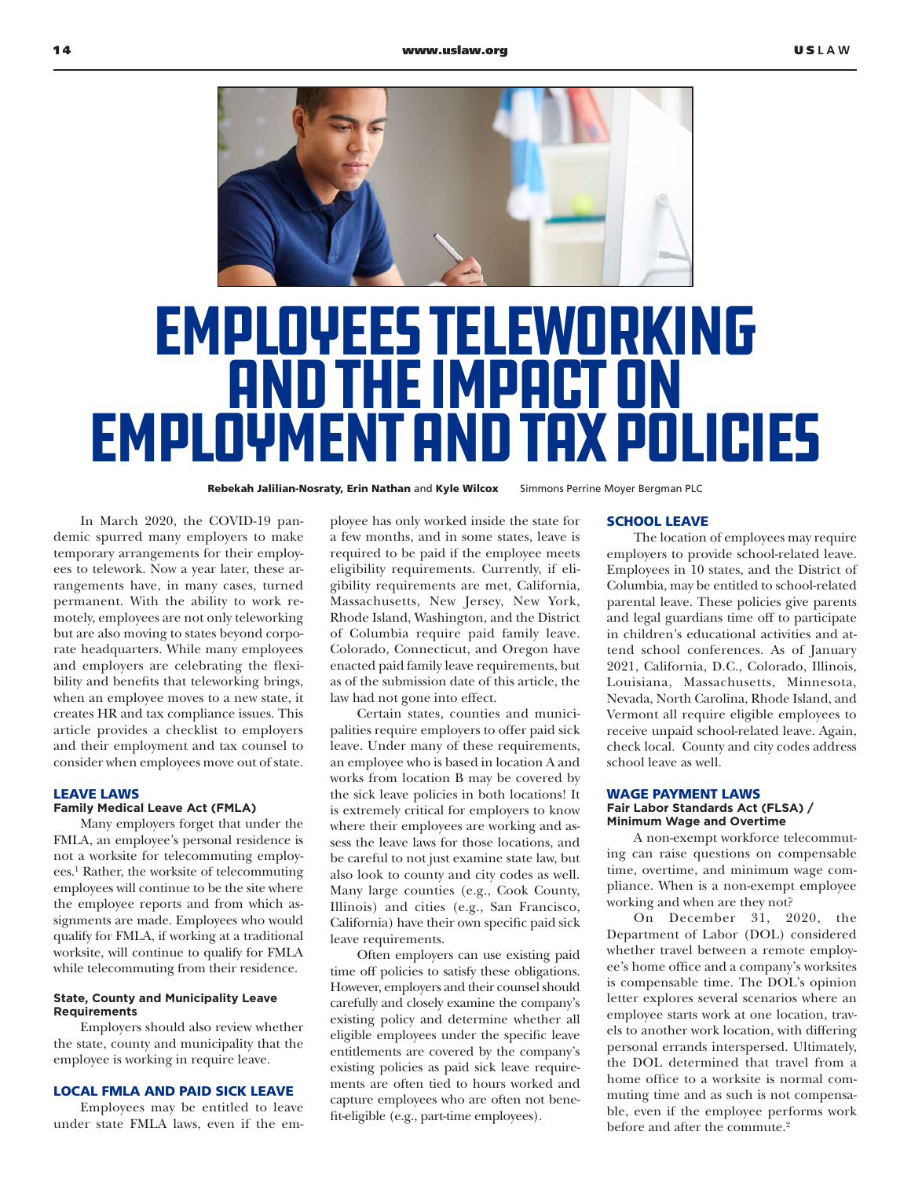# EMPLOYEES TELEWORKING AND THE IMPACT ON EMPLOYMENT AND TAX POLICIES

**Rebekah Jalilian-Nosraty, Erin Nathan** and **Kyle Wilcox** Simmons Perrine Moyer Bergman PLC

In March 2020, the COVID-19 pandemic spurred many employers to make temporary arrangements for their employees to telework. Now a year later, these arrangements have, in many cases, turned permanent. With the ability to work remotely, employees are not only teleworking but are also moving to states beyond corporate headquarters. While many employees and employers are celebrating the flexibility and benefits that teleworking brings, when an employee moves to a new state, it creates HR and tax compliance issues. This article provides a checklist to employers and their employment and tax counsel to consider when employees move out of state.

## LEAVE LAWS

### Family Medical Leave Act (FMLA)

Many employers forget that under the FMLA, an employee's personal residence is not a worksite for telecommuting employees.[1] Rather, the worksite of telecommuting employees will continue to be the site where the employee reports and from which assignments are made. Employees who would qualify for FMLA, if working at a traditional worksite, will continue to qualify for FMLA while telecommuting from their residence.

### State, County and Municipality Leave Requirements

Employers should also review whether the state, county and municipality that the employee is working in require leave.

## LOCAL FMLA AND PAID SICK LEAVE

Employees may be entitled to leave under state FMLA laws, even if the employee has only worked inside the state for a few months, and in some states, leave is required to be paid if the employee meets eligibility requirements. Currently, if eligibility requirements are met, California, Massachusetts, New Jersey, New York, Rhode Island, Washington, and the District of Columbia require paid family leave. Colorado, Connecticut, and Oregon have enacted paid family leave requirements, but as of the submission date of this article, the law had not gone into effect.

Certain states, counties and municipalities require employers to offer paid sick leave. Under many of these requirements, an employee who is based in location A and works from location B may be covered by the sick leave policies in both locations! It is extremely critical for employers to know where their employees are working and assess the leave laws for those locations, and be careful to not just examine state law, but also look to county and city codes as well. Many large counties (e.g., Cook County, Illinois) and cities (e.g., San Francisco, California) have their own specific paid sick leave requirements.

Often employers can use existing paid time off policies to satisfy these obligations. However, employers and their counsel should carefully and closely examine the company's existing policy and determine whether all eligible employees under the specific leave entitlements are covered by the company's existing policies as paid sick leave requirements are often tied to hours worked and capture employees who are often not benefit-eligible (e.g., part-time employees).

## SCHOOL LEAVE

The location of employees may require employers to provide school-related leave. Employees in 10 states, and the District of Columbia, may be entitled to school-related parental leave. These policies give parents and legal guardians time off to participate in children's educational activities and attend school conferences. As of January 2021, California, D.C., Colorado, Illinois, Louisiana, Massachusetts, Minnesota, Nevada, North Carolina, Rhode Island, and Vermont all require eligible employees to receive unpaid school-related leave. Again, check local. County and city codes address school leave as well.

## WAGE PAYMENT LAWS

### Fair Labor Standards Act (FLSA) / Minimum Wage and Overtime

A non-exempt workforce telecommuting can raise questions on compensable time, overtime, and minimum wage compliance. When is a non-exempt employee working and when are they not?

On December 31, 2020, the Department of Labor (DOL) considered whether travel between a remote employee's home office and a company's worksites is compensable time. The DOL's opinion letter explores several scenarios where an employee starts work at one location, travels to another work location, with differing personal errands interspersed. Ultimately, the DOL determined that travel from a home office to a worksite is normal commuting time and as such is not compensable, even if the employee performs work before and after the commute.[2]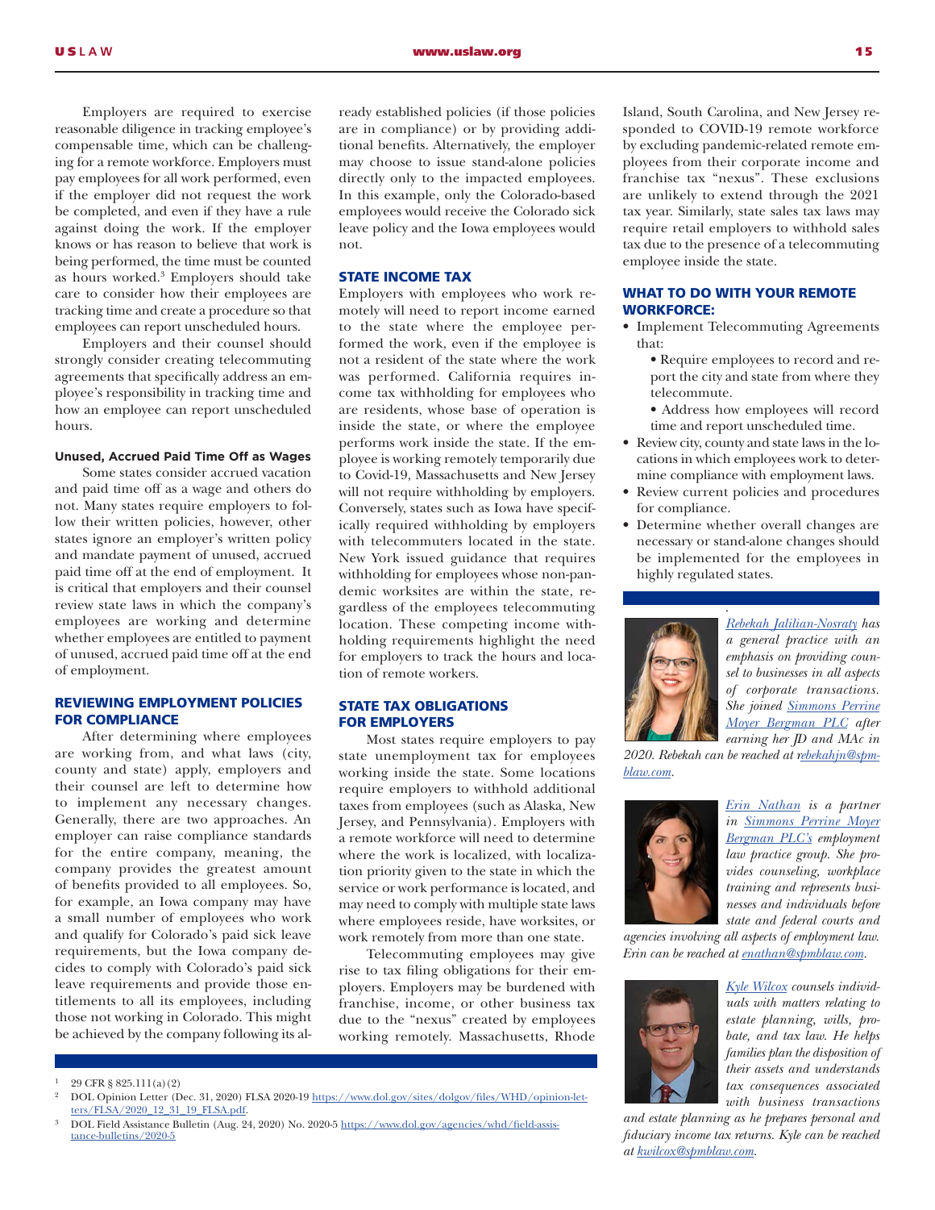Employers are required to exercise reasonable diligence in tracking employee's compensable time, which can be challenging for a remote workforce. Employers must pay employees for all work performed, even if the employer did not request the work be completed, and even if they have a rule against doing the work. If the employer knows or has reason to believe that work is being performed, the time must be counted as hours worked.[3] Employers should take care to consider how their employees are tracking time and create a procedure so that employees can report unscheduled hours.

Employers and their counsel should strongly consider creating telecommuting agreements that specifically address an employee's responsibility in tracking time and how an employee can report unscheduled hours.

#### Unused, Accrued Paid Time Off as Wages

Some states consider accrued vacation and paid time off as a wage and others do not. Many states require employers to follow their written policies, however, other states ignore an employer's written policy and mandate payment of unused, accrued paid time off at the end of employment. It is critical that employers and their counsel review state laws in which the company's employees are working and determine whether employees are entitled to payment of unused, accrued paid time off at the end of employment.

### REVIEWING EMPLOYMENT POLICIES FOR COMPLIANCE

After determining where employees are working from, and what laws (city, county and state) apply, employers and their counsel are left to determine how to implement any necessary changes. Generally, there are two approaches. An employer can raise compliance standards for the entire company, meaning, the company provides the greatest amount of benefits provided to all employees. So, for example, an Iowa company may have a small number of employees who work and qualify for Colorado's paid sick leave requirements, but the Iowa company decides to comply with Colorado's paid sick leave requirements and provide those entitlements to all its employees, including those not working in Colorado. This might be achieved by the company following its already established policies (if those policies are in compliance) or by providing additional benefits. Alternatively, the employer may choose to issue stand-alone policies directly only to the impacted employees. In this example, only the Colorado-based employees would receive the Colorado sick leave policy and the Iowa employees would not.

### STATE INCOME TAX

Employers with employees who work remotely will need to report income earned to the state where the employee performed the work, even if the employee is not a resident of the state where the work was performed. California requires income tax withholding for employees who are residents, whose base of operation is inside the state, or where the employee performs work inside the state. If the employee is working remotely temporarily due to Covid-19, Massachusetts and New Jersey will not require withholding by employers. Conversely, states such as Iowa have specifically required withholding by employers with telecommuters located in the state. New York issued guidance that requires withholding for employees whose non-pandemic worksites are within the state, regardless of the employees telecommuting location. These competing income withholding requirements highlight the need for employers to track the hours and location of remote workers.

### STATE TAX OBLIGATIONS FOR EMPLOYERS

Most states require employers to pay state unemployment tax for employees working inside the state. Some locations require employers to withhold additional taxes from employees (such as Alaska, New Jersey, and Pennsylvania). Employers with a remote workforce will need to determine where the work is localized, with localization priority given to the state in which the service or work performance is located, and may need to comply with multiple state laws where employees reside, have worksites, or work remotely from more than one state.

Telecommuting employees may give rise to tax filing obligations for their employers. Employers may be burdened with franchise, income, or other business tax due to the "nexus" created by employees working remotely. Massachusetts, Rhode Island, South Carolina, and New Jersey responded to COVID-19 remote workforce by excluding pandemic-related remote employees from their corporate income and franchise tax "nexus". These exclusions are unlikely to extend through the 2021 tax year. Similarly, state sales tax laws may require retail employers to withhold sales tax due to the presence of a telecommuting employee inside the state.

### WHAT TO DO WITH YOUR REMOTE WORKFORCE:

- Implement Telecommuting Agreements that:
  - Require employees to record and report the city and state from where they telecommute.
  - Address how employees will record time and report unscheduled time.
- Review city, county and state laws in the locations in which employees work to determine compliance with employment laws.
- Review current policies and procedures for compliance.
- Determine whether overall changes are necessary or stand-alone changes should be implemented for the employees in highly regulated states.

*Rebekah Jalilian-Nosraty has a general practice with an emphasis on providing counsel to businesses in all aspects of corporate transactions. She joined Simmons Perrine Moyer Bergman PLC after earning her JD and MAc in 2020. Rebekah can be reached at rebekahjn@spmblaw.com.*

*Erin Nathan is a partner in Simmons Perrine Moyer Bergman PLC's employment law practice group. She provides counseling, workplace training and represents businesses and individuals before state and federal courts and agencies involving all aspects of employment law. Erin can be reached at enathan@spmblaw.com.*

*Kyle Wilcox counsels individuals with matters relating to estate planning, wills, probate, and tax law. He helps families plan the disposition of their assets and understands tax consequences associated with business transactions and estate planning as he prepares personal and fiduciary income tax returns. Kyle can be reached at kwilcox@spmblaw.com.*

---

[1] 29 CFR § 825.111(a)(2)

[2] DOL Opinion Letter (Dec. 31, 2020) FLSA 2020-19 https://www.dol.gov/sites/dolgov/files/WHD/opinion-letters/FLSA/2020_12_31_19_FLSA.pdf.

[3] DOL Field Assistance Bulletin (Aug. 24, 2020) No. 2020-5 https://www.dol.gov/agencies/whd/field-assistance-bulletins/2020-5